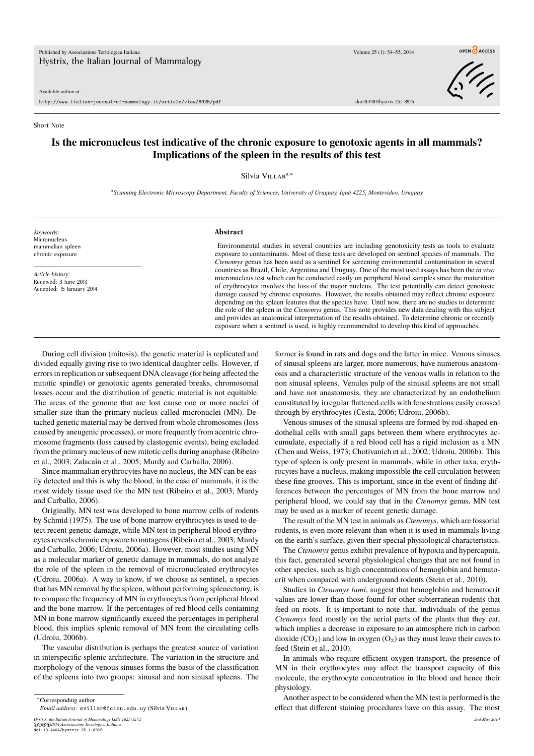Short Note

# Is the micronucleus test indicative of the chronic exposure to genotoxic agents in all mammals? Implications of the spleen in the results of this test

Silvia Villar[a,*]

[a] *Scanning Electronic Microscopy Department, Faculty of Sciences, University of Uruguay, Iguá 4225, Montevideo, Uruguay*

*Keywords:*
Micronucleus
mammalian spleen
chronic exposure

*Article history:*
Received: 3 June 2013
Accepted: 15 January 2014

## Abstract

Environmental studies in several countries are including genotoxicity tests as tools to evaluate exposure to contaminants. Most of these tests are developed on sentinel species of mammals. The *Ctenomys* genus has been used as a sentinel for screening environmental contamination in several countries as Brazil, Chile, Argentina and Uruguay. One of the most used assays has been the *in vivo* micronucleus test which can be conducted easily on peripheral blood samples since the maturation of erythrocytes involves the loss of the major nucleus. The test potentially can detect genotoxic damage caused by chronic exposures. However, the results obtained may reflect chronic exposure depending on the spleen features that the species have. Until now, there are no studies to determine the role of the spleen in the *Ctenomys* genus. This note provides new data dealing with this subject and provides an anatomical interpretation of the results obtained. To determine chronic or recently exposure when a sentinel is used, is highly recommended to develop this kind of approaches.

During cell division (mitosis), the genetic material is replicated and divided equally giving rise to two identical daughter cells. However, if errors in replication or subsequent DNA cleavage (for being affected the mitotic spindle) or genotoxic agents generated breaks, chromosomal losses occur and the distribution of genetic material is not equitable. The areas of the genome that are lost cause one or more nuclei of smaller size than the primary nucleus called micronuclei (MN). Detached genetic material may be derived from whole chromosomes (loss caused by aneugenic processes), or more frequently from acentric chromosome fragments (loss caused by clastogenic events), being excluded from the primary nucleus of new mitotic cells during anaphase (Ribeiro et al., 2003; Zalacain et al., 2005; Murdy and Carballo, 2006).

Since mammalian erythrocytes have no nucleus, the MN can be easily detected and this is why the blood, in the case of mammals, it is the most widely tissue used for the MN test (Ribeiro et al., 2003; Murdy and Carballo, 2006).

Originally, MN test was developed to bone marrow cells of rodents by Schmid (1975). The use of bone marrow erythrocytes is used to detect recent genetic damage, while MN test in peripheral blood erythrocytes reveals chronic exposure to mutagens (Ribeiro et al., 2003; Murdy and Carballo, 2006; Udroiu, 2006a). However, most studies using MN as a molecular marker of genetic damage in mammals, do not analyze the role of the spleen in the removal of micronucleated erythrocytes (Udroiu, 2006a). A way to know, if we choose as sentinel, a species that has MN removal by the spleen, without performing splenectomy, is to compare the frequency of MN in erythrocytes from peripheral blood and the bone marrow. If the percentages of red blood cells containing MN in bone marrow significantly exceed the percentages in peripheral blood, this implies splenic removal of MN from the circulating cells (Udroiu, 2006b).

The vascular distribution is perhaps the greatest source of variation in interspecific splenic architecture. The variation in the structure and morphology of the venous sinuses forms the basis of the classification of the spleens into two groups: sinusal and non sinusal spleens. The former is found in rats and dogs and the latter in mice. Venous sinuses of sinusal spleens are larger, more numerous, have numerous anastomosis and a characteristic structure of the venous walls in relation to the non sinusal spleens. Venules pulp of the sinusal spleens are not small and have not anastomosis, they are characterized by an endothelium constituted by irregular flattened cells with fenestrations easily crossed through by erythrocytes (Cesta, 2006; Udroiu, 2006b).

Venous sinuses of the sinusal spleens are formed by rod-shaped endothelial cells with small gaps between them where erythrocytes accumulate, especially if a red blood cell has a rigid inclusion as a MN (Chen and Weiss, 1973; Chotivanich et al., 2002; Udroiu, 2006b). This type of spleen is only present in mammals, while in other taxa, erythrocytes have a nucleus, making impossible the cell circulation between these fine grooves. This is important, since in the event of finding differences between the percentages of MN from the bone marrow and peripheral blood, we could say that in the *Ctenomys* genus, MN test may be used as a marker of recent genetic damage.

The result of the MN test in animals as *Ctenomys*, which are fossorial rodents, is even more relevant than when it is used in mammals living on the earth's surface, given their special physiological characteristics.

The *Ctenomys* genus exhibit prevalence of hypoxia and hypercapnia, this fact, generated several physiological changes that are not found in other species, such as high concentrations of hemoglobin and hematocrit when compared with underground rodents (Stein et al., 2010).

Studies in *Ctenomys lami*, suggest that hemoglobin and hematocrit values are lower than those found for other subterranean rodents that feed on roots. It is important to note that, individuals of the genus *Ctenomys* feed mostly on the aerial parts of the plants that they eat, which implies a decrease in exposure to an atmosphere rich in carbon dioxide ($CO_2$) and low in oxygen ($O_2$) as they must leave their caves to feed (Stein et al., 2010).

In animals who require efficient oxygen transport, the presence of MN in their erythrocytes may affect the transport capacity of this molecule, the erythrocyte concentration in the blood and hence their physiology.

Another aspect to be considered when the MN test is performed is the effect that different staining procedures have on this assay. The most

*Corresponding author
*Email address:* svillar@fcien.edu.uy (Silvia Villar)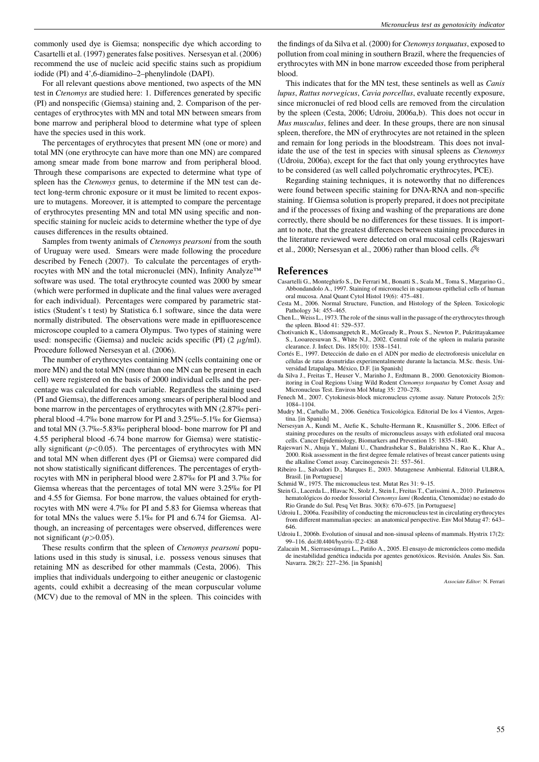commonly used dye is Giemsa; nonspecific dye which according to Casartelli et al. (1997) generates false positives. Nersesyan et al. (2006) recommend the use of nucleic acid specific stains such as propidium iodide (PI) and 4',6-diamidino–2–phenylindole (DAPI).

For all relevant questions above mentioned, two aspects of the MN test in *Ctenomys* are studied here: 1. Differences generated by specific (PI) and nonspecific (Giemsa) staining and, 2. Comparison of the percentages of erythrocytes with MN and total MN between smears from bone marrow and peripheral blood to determine what type of spleen have the species used in this work.

The percentages of erythrocytes that present MN (one or more) and total MN (one erythrocyte can have more than one MN) are compared among smear made from bone marrow and from peripheral blood. Through these comparisons are expected to determine what type of spleen has the *Ctenomys* genus, to determine if the MN test can detect long-term chronic exposure or it must be limited to recent exposure to mutagens. Moreover, it is attempted to compare the percentage of erythrocytes presenting MN and total MN using specific and nonspecific staining for nucleic acids to determine whether the type of dye causes differences in the results obtained.

Samples from twenty animals of *Ctenomys pearsoni* from the south of Uruguay were used. Smears were made following the procedure described by Fenech (2007). To calculate the percentages of erythrocytes with MN and the total micronuclei (MN), Infinity Analyze™ software was used. The total erythrocyte counted was 2000 by smear (which were performed in duplicate and the final values were averaged for each individual). Percentages were compared by parametric statistics (Student's t test) by Statistica 6.1 software, since the data were normally distributed. The observations were made in epifluorescence microscope coupled to a camera Olympus. Two types of staining were used: nonspecific (Giemsa) and nucleic acids specific (PI) (2 $\mu$g/ml). Procedure followed Nersesyan et al. (2006).

The number of erythrocytes containing MN (cells containing one or more MN) and the total MN (more than one MN can be present in each cell) were registered on the basis of 2000 individual cells and the percentage was calculated for each variable. Regardless the staining used (PI and Giemsa), the differences among smears of peripheral blood and bone marrow in the percentages of erythrocytes with MN (2.87‰ peripheral blood -4.7‰ bone marrow for PI and 3.25‰-5.1‰ for Giemsa) and total MN (3.7‰-5.83‰ peripheral blood- bone marrow for PI and 4.55 peripheral blood -6.74 bone marrow for Giemsa) were statistically significant ($p<0.05$). The percentages of erythrocytes with MN and total MN when different dyes (PI or Giemsa) were compared did not show statistically significant differences. The percentages of erythrocytes with MN in peripheral blood were 2.87‰ for PI and 3.7‰ for Giemsa whereas that the percentages of total MN were 3.25‰ for PI and 4.55 for Giemsa. For bone marrow, the values obtained for erythrocytes with MN were 4.7‰ for PI and 5.83 for Giemsa whereas that for total MNs the values were 5.1‰ for PI and 6.74 for Giemsa. Although, an increasing of percentages were observed, differences were not significant ($p>0.05$).

These results confirm that the spleen of *Ctenomys pearsoni* populations used in this study is sinusal, i.e. possess venous sinuses that retaining MN as described for other mammals (Cesta, 2006). This implies that individuals undergoing to either aneugenic or clastogenic agents, could exhibit a decreasing of the mean corpuscular volume (MCV) due to the removal of MN in the spleen. This coincides with the findings of da Silva et al. (2000) for *Ctenomys torquatus*, exposed to pollution from coal mining in southern Brazil, where the frequencies of erythrocytes with MN in bone marrow exceeded those from peripheral blood.

This indicates that for the MN test, these sentinels as well as *Canis lupus*, *Rattus norvegicus*, *Cavia porcellus*, evaluate recently exposure, since micronuclei of red blood cells are removed from the circulation by the spleen (Cesta, 2006; Udroiu, 2006a,b). This does not occur in *Mus musculus*, felines and deer. In these groups, there are non sinusal spleen, therefore, the MN of erythrocytes are not retained in the spleen and remain for long periods in the bloodstream. This does not invalidate the use of the test in species with sinusal spleens as *Ctenomys* (Udroiu, 2006a), except for the fact that only young erythrocytes have to be considered (as well called polychromatic erythrocytes, PCE).

Regarding staining techniques, it is noteworthy that no differences were found between specific staining for DNA-RNA and non-specific staining. If Giemsa solution is properly prepared, it does not precipitate and if the processes of fixing and washing of the preparations are done correctly, there should be no differences for these tissues. It is important to note, that the greatest differences between staining procedures in the literature reviewed were detected on oral mucosal cells (Rajeswari et al., 2000; Nersesyan et al., 2006) rather than blood cells.

## References

Casartelli G., Monteghirfo S., De Ferrari M., Bonatti S., Scala M., Toma S., Margarino G., Abbondandolo A., 1997. Staining of micronuclei in squamous epithelial cells of human oral mucosa. Anal Quant Cytol Histol 19(6): 475–481.

Cesta M., 2006. Normal Structure, Function, and Histology of the Spleen. Toxicologic Pathology 34: 455–465.

Chen L., Weiss L., 1973. The role of the sinus wall in the passage of the erythrocytes through the spleen. Blood 41: 529–537.

Chotivanich K., Udomsangpetch R., McGready R., Proux S., Newton P., Pukrittayakamee S., Looareesuwan S., White N.J., 2002. Central role of the spleen in malaria parasite clearance. J. Infect. Dis. 185(10): 1538–1541.

Cortés E., 1997. Detección de daño en el ADN por medio de electroforesis unicelular en células de ratas desnutridas experimentalmente durante la lactancia. M.Sc. thesis. Universidad Iztapalapa. México, D.F. [in Spanish]

da Silva J., Freitas T., Heuser V., Marinho J., Erdtmann B., 2000. Genotoxicity Biomonitoring in Coal Regions Using Wild Rodent *Ctenomys torquatus* by Comet Assay and Micronucleus Test. Environ Mol Mutag 35: 270–278.

Fenech M., 2007. Cytokinesis-block micronucleus cytome assay. Nature Protocols 2(5): 1084–1104.

Mudry M., Carballo M., 2006. Genética Toxicológica. Editorial De los 4 Vientos, Argentina. [in Spanish]

Nersesyan A., Kundi M., Atefie K., Schulte-Hermann R., Knasmüller S., 2006. Effect of staining procedures on the results of micronucleus assays with exfoliated oral mucosa cells. Cancer Epidemiology, Biomarkers and Prevention 15: 1835–1840.

Rajeswari N., Ahuja Y., Malani U., Chandrashekar S., Balakrishna N., Rao K., Khar A., 2000. Risk assessment in the first degree female relatives of breast cancer patients using the alkaline Comet assay. Carcinogenesis 21: 557–561.

Ribeiro L., Salvadori D., Marques E., 2003. Mutagenese Ambiental. Editorial ULBRA, Brasil. [in Portuguese]

Schmid W., 1975. The micronucleus test. Mutat Res 31: 9–15.

Stein G., Lacerda L., Hlavac N., Stolz J., Stein I., Freitas T., Carissimi A., 2010 . Parâmetros hematológicos do roedor fossorial *Ctenomys lami* (Rodentia, Ctenomidae) no estado do Rio Grande do Sul. Pesq Vet Bras. 30(8): 670–675. [in Portuguese]

Udroiu I., 2006a. Feasibility of conducting the micronucleus test in circulating erythrocytes from different mammalian species: an anatomical perspective. Env Mol Mutag 47: 643–646.

Udroiu I., 2006b. Evolution of sinusal and non-sinusal spleens of mammals. Hystrix 17(2): 99–116. doi:10.4404/hystrix-17.2-4368

Zalacain M., Sierrasesúmaga L., Patiño A., 2005. El ensayo de micronúcleos como medida de inestabilidad genética inducida por agentes genotóxicos. Revisión. Anales Sis. San. Navarra. 28(2): 227–236. [in Spanish]

*Associate Editor:* N. Ferrari